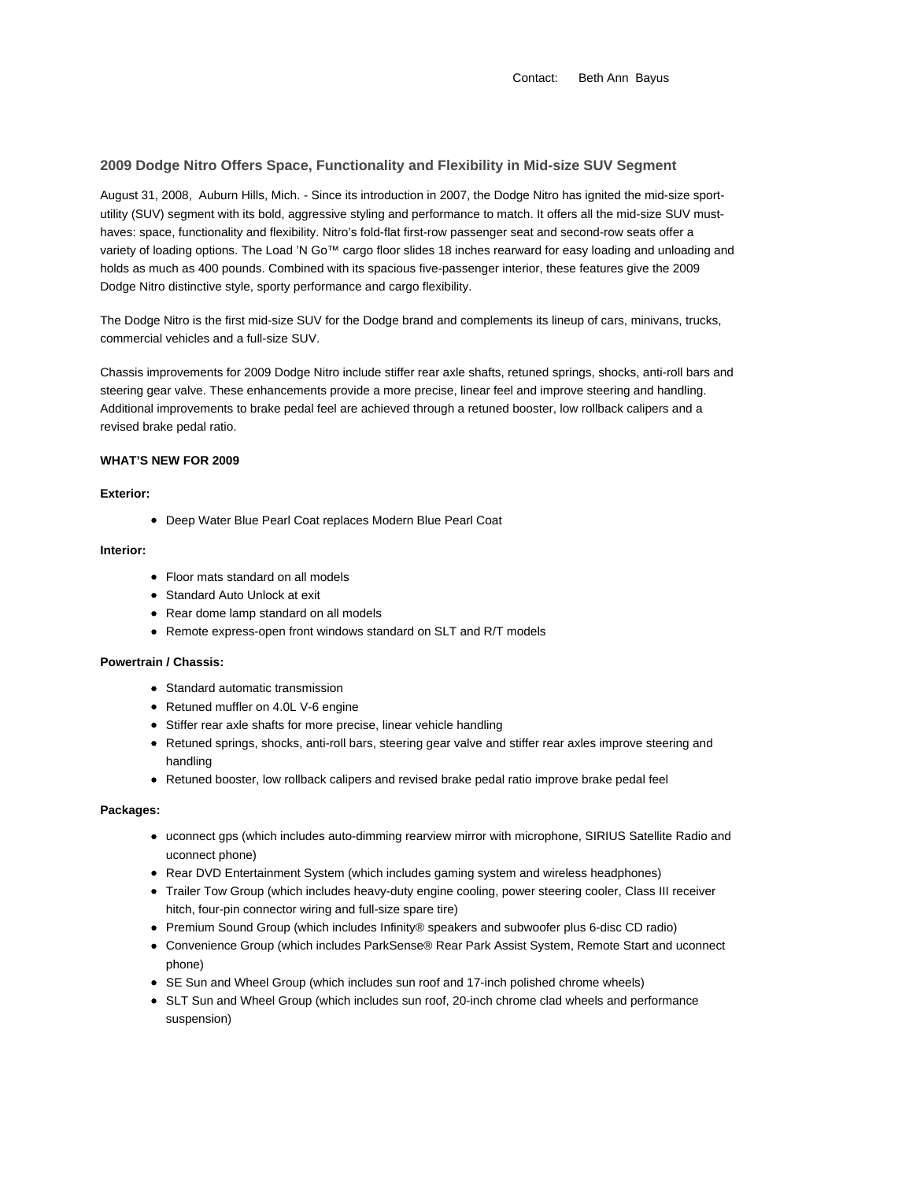Contact: Beth Ann Bayus

## 2009 Dodge Nitro Offers Space, Functionality and Flexibility in Mid-size SUV Segment

August 31, 2008, Auburn Hills, Mich. - Since its introduction in 2007, the Dodge Nitro has ignited the mid-size sport-utility (SUV) segment with its bold, aggressive styling and performance to match. It offers all the mid-size SUV must-haves: space, functionality and flexibility. Nitro's fold-flat first-row passenger seat and second-row seats offer a variety of loading options. The Load 'N Go™ cargo floor slides 18 inches rearward for easy loading and unloading and holds as much as 400 pounds. Combined with its spacious five-passenger interior, these features give the 2009 Dodge Nitro distinctive style, sporty performance and cargo flexibility.

The Dodge Nitro is the first mid-size SUV for the Dodge brand and complements its lineup of cars, minivans, trucks, commercial vehicles and a full-size SUV.

Chassis improvements for 2009 Dodge Nitro include stiffer rear axle shafts, retuned springs, shocks, anti-roll bars and steering gear valve. These enhancements provide a more precise, linear feel and improve steering and handling. Additional improvements to brake pedal feel are achieved through a retuned booster, low rollback calipers and a revised brake pedal ratio.

**WHAT'S NEW FOR 2009**

**Exterior:**

- Deep Water Blue Pearl Coat replaces Modern Blue Pearl Coat

**Interior:**

- Floor mats standard on all models
- Standard Auto Unlock at exit
- Rear dome lamp standard on all models
- Remote express-open front windows standard on SLT and R/T models

**Powertrain / Chassis:**

- Standard automatic transmission
- Retuned muffler on 4.0L V-6 engine
- Stiffer rear axle shafts for more precise, linear vehicle handling
- Retuned springs, shocks, anti-roll bars, steering gear valve and stiffer rear axles improve steering and handling
- Retuned booster, low rollback calipers and revised brake pedal ratio improve brake pedal feel

**Packages:**

- uconnect gps (which includes auto-dimming rearview mirror with microphone, SIRIUS Satellite Radio and uconnect phone)
- Rear DVD Entertainment System (which includes gaming system and wireless headphones)
- Trailer Tow Group (which includes heavy-duty engine cooling, power steering cooler, Class III receiver hitch, four-pin connector wiring and full-size spare tire)
- Premium Sound Group (which includes Infinity® speakers and subwoofer plus 6-disc CD radio)
- Convenience Group (which includes ParkSense® Rear Park Assist System, Remote Start and uconnect phone)
- SE Sun and Wheel Group (which includes sun roof and 17-inch polished chrome wheels)
- SLT Sun and Wheel Group (which includes sun roof, 20-inch chrome clad wheels and performance suspension)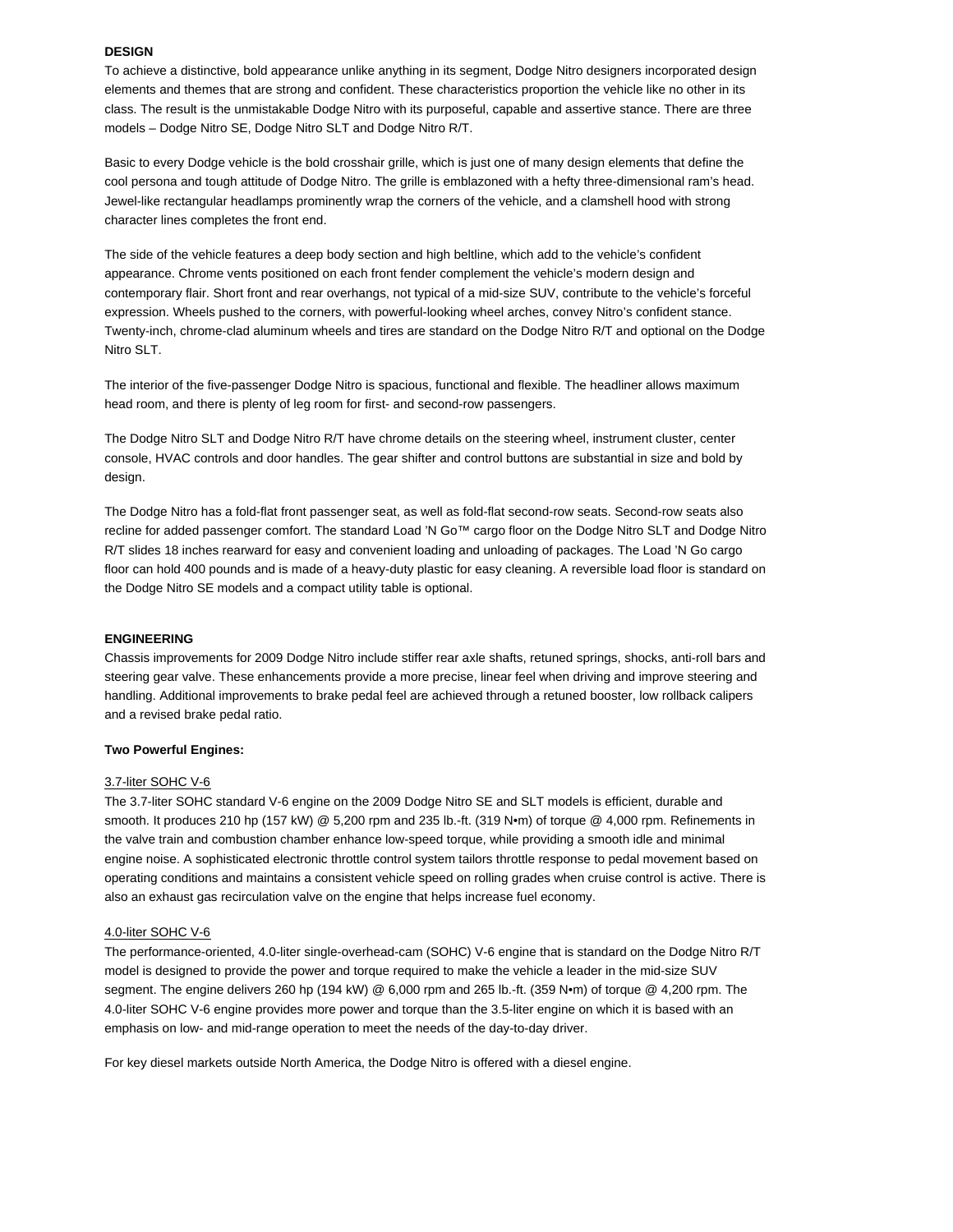**DESIGN**

To achieve a distinctive, bold appearance unlike anything in its segment, Dodge Nitro designers incorporated design elements and themes that are strong and confident. These characteristics proportion the vehicle like no other in its class. The result is the unmistakable Dodge Nitro with its purposeful, capable and assertive stance. There are three models – Dodge Nitro SE, Dodge Nitro SLT and Dodge Nitro R/T.

Basic to every Dodge vehicle is the bold crosshair grille, which is just one of many design elements that define the cool persona and tough attitude of Dodge Nitro. The grille is emblazoned with a hefty three-dimensional ram's head. Jewel-like rectangular headlamps prominently wrap the corners of the vehicle, and a clamshell hood with strong character lines completes the front end.

The side of the vehicle features a deep body section and high beltline, which add to the vehicle's confident appearance. Chrome vents positioned on each front fender complement the vehicle's modern design and contemporary flair. Short front and rear overhangs, not typical of a mid-size SUV, contribute to the vehicle's forceful expression. Wheels pushed to the corners, with powerful-looking wheel arches, convey Nitro's confident stance. Twenty-inch, chrome-clad aluminum wheels and tires are standard on the Dodge Nitro R/T and optional on the Dodge Nitro SLT.

The interior of the five-passenger Dodge Nitro is spacious, functional and flexible. The headliner allows maximum head room, and there is plenty of leg room for first- and second-row passengers.

The Dodge Nitro SLT and Dodge Nitro R/T have chrome details on the steering wheel, instrument cluster, center console, HVAC controls and door handles. The gear shifter and control buttons are substantial in size and bold by design.

The Dodge Nitro has a fold-flat front passenger seat, as well as fold-flat second-row seats. Second-row seats also recline for added passenger comfort. The standard Load 'N Go™ cargo floor on the Dodge Nitro SLT and Dodge Nitro R/T slides 18 inches rearward for easy and convenient loading and unloading of packages. The Load 'N Go cargo floor can hold 400 pounds and is made of a heavy-duty plastic for easy cleaning. A reversible load floor is standard on the Dodge Nitro SE models and a compact utility table is optional.

**ENGINEERING**

Chassis improvements for 2009 Dodge Nitro include stiffer rear axle shafts, retuned springs, shocks, anti-roll bars and steering gear valve. These enhancements provide a more precise, linear feel when driving and improve steering and handling. Additional improvements to brake pedal feel are achieved through a retuned booster, low rollback calipers and a revised brake pedal ratio.

**Two Powerful Engines:**

<u>3.7-liter SOHC V-6</u>

The 3.7-liter SOHC standard V-6 engine on the 2009 Dodge Nitro SE and SLT models is efficient, durable and smooth. It produces 210 hp (157 kW) @ 5,200 rpm and 235 lb.-ft. (319 N•m) of torque @ 4,000 rpm. Refinements in the valve train and combustion chamber enhance low-speed torque, while providing a smooth idle and minimal engine noise. A sophisticated electronic throttle control system tailors throttle response to pedal movement based on operating conditions and maintains a consistent vehicle speed on rolling grades when cruise control is active. There is also an exhaust gas recirculation valve on the engine that helps increase fuel economy.

<u>4.0-liter SOHC V-6</u>

The performance-oriented, 4.0-liter single-overhead-cam (SOHC) V-6 engine that is standard on the Dodge Nitro R/T model is designed to provide the power and torque required to make the vehicle a leader in the mid-size SUV segment. The engine delivers 260 hp (194 kW) @ 6,000 rpm and 265 lb.-ft. (359 N•m) of torque @ 4,200 rpm. The 4.0-liter SOHC V-6 engine provides more power and torque than the 3.5-liter engine on which it is based with an emphasis on low- and mid-range operation to meet the needs of the day-to-day driver.

For key diesel markets outside North America, the Dodge Nitro is offered with a diesel engine.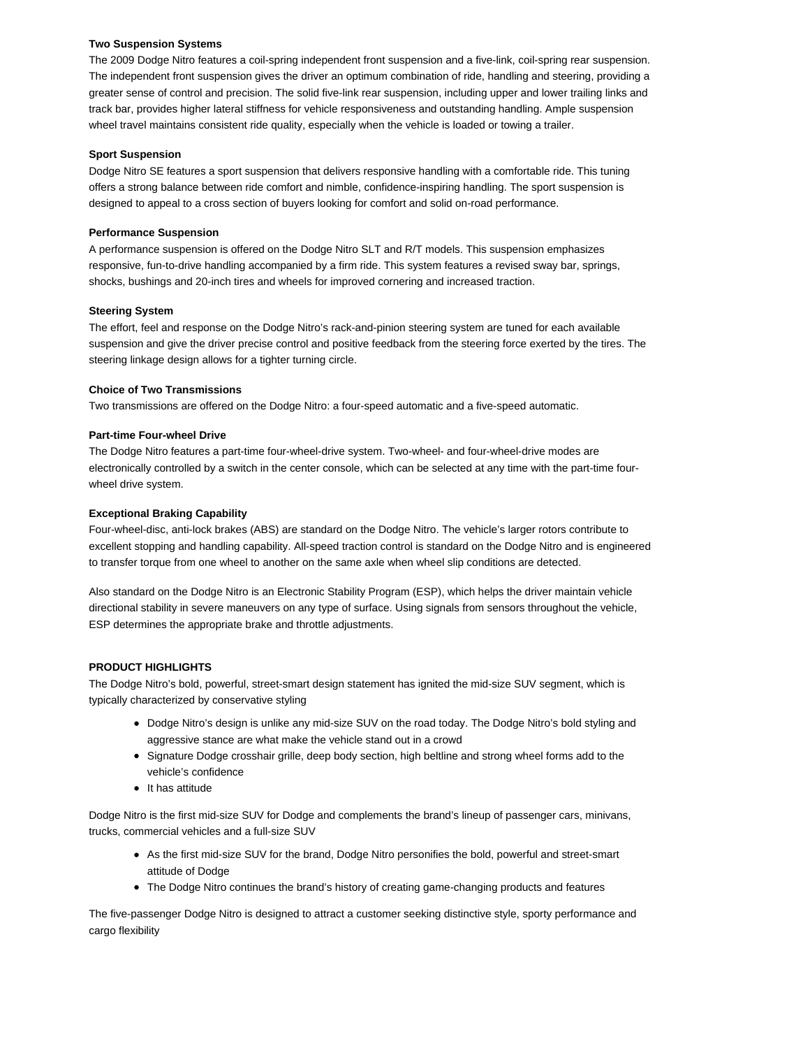**Two Suspension Systems**

The 2009 Dodge Nitro features a coil-spring independent front suspension and a five-link, coil-spring rear suspension. The independent front suspension gives the driver an optimum combination of ride, handling and steering, providing a greater sense of control and precision. The solid five-link rear suspension, including upper and lower trailing links and track bar, provides higher lateral stiffness for vehicle responsiveness and outstanding handling. Ample suspension wheel travel maintains consistent ride quality, especially when the vehicle is loaded or towing a trailer.

**Sport Suspension**

Dodge Nitro SE features a sport suspension that delivers responsive handling with a comfortable ride. This tuning offers a strong balance between ride comfort and nimble, confidence-inspiring handling. The sport suspension is designed to appeal to a cross section of buyers looking for comfort and solid on-road performance.

**Performance Suspension**

A performance suspension is offered on the Dodge Nitro SLT and R/T models. This suspension emphasizes responsive, fun-to-drive handling accompanied by a firm ride. This system features a revised sway bar, springs, shocks, bushings and 20-inch tires and wheels for improved cornering and increased traction.

**Steering System**

The effort, feel and response on the Dodge Nitro's rack-and-pinion steering system are tuned for each available suspension and give the driver precise control and positive feedback from the steering force exerted by the tires. The steering linkage design allows for a tighter turning circle.

**Choice of Two Transmissions**

Two transmissions are offered on the Dodge Nitro: a four-speed automatic and a five-speed automatic.

**Part-time Four-wheel Drive**

The Dodge Nitro features a part-time four-wheel-drive system. Two-wheel- and four-wheel-drive modes are electronically controlled by a switch in the center console, which can be selected at any time with the part-time four-wheel drive system.

**Exceptional Braking Capability**

Four-wheel-disc, anti-lock brakes (ABS) are standard on the Dodge Nitro. The vehicle's larger rotors contribute to excellent stopping and handling capability. All-speed traction control is standard on the Dodge Nitro and is engineered to transfer torque from one wheel to another on the same axle when wheel slip conditions are detected.

Also standard on the Dodge Nitro is an Electronic Stability Program (ESP), which helps the driver maintain vehicle directional stability in severe maneuvers on any type of surface. Using signals from sensors throughout the vehicle, ESP determines the appropriate brake and throttle adjustments.

**PRODUCT HIGHLIGHTS**

The Dodge Nitro's bold, powerful, street-smart design statement has ignited the mid-size SUV segment, which is typically characterized by conservative styling

- Dodge Nitro's design is unlike any mid-size SUV on the road today. The Dodge Nitro's bold styling and aggressive stance are what make the vehicle stand out in a crowd
- Signature Dodge crosshair grille, deep body section, high beltline and strong wheel forms add to the vehicle's confidence
- It has attitude

Dodge Nitro is the first mid-size SUV for Dodge and complements the brand's lineup of passenger cars, minivans, trucks, commercial vehicles and a full-size SUV

- As the first mid-size SUV for the brand, Dodge Nitro personifies the bold, powerful and street-smart attitude of Dodge
- The Dodge Nitro continues the brand's history of creating game-changing products and features

The five-passenger Dodge Nitro is designed to attract a customer seeking distinctive style, sporty performance and cargo flexibility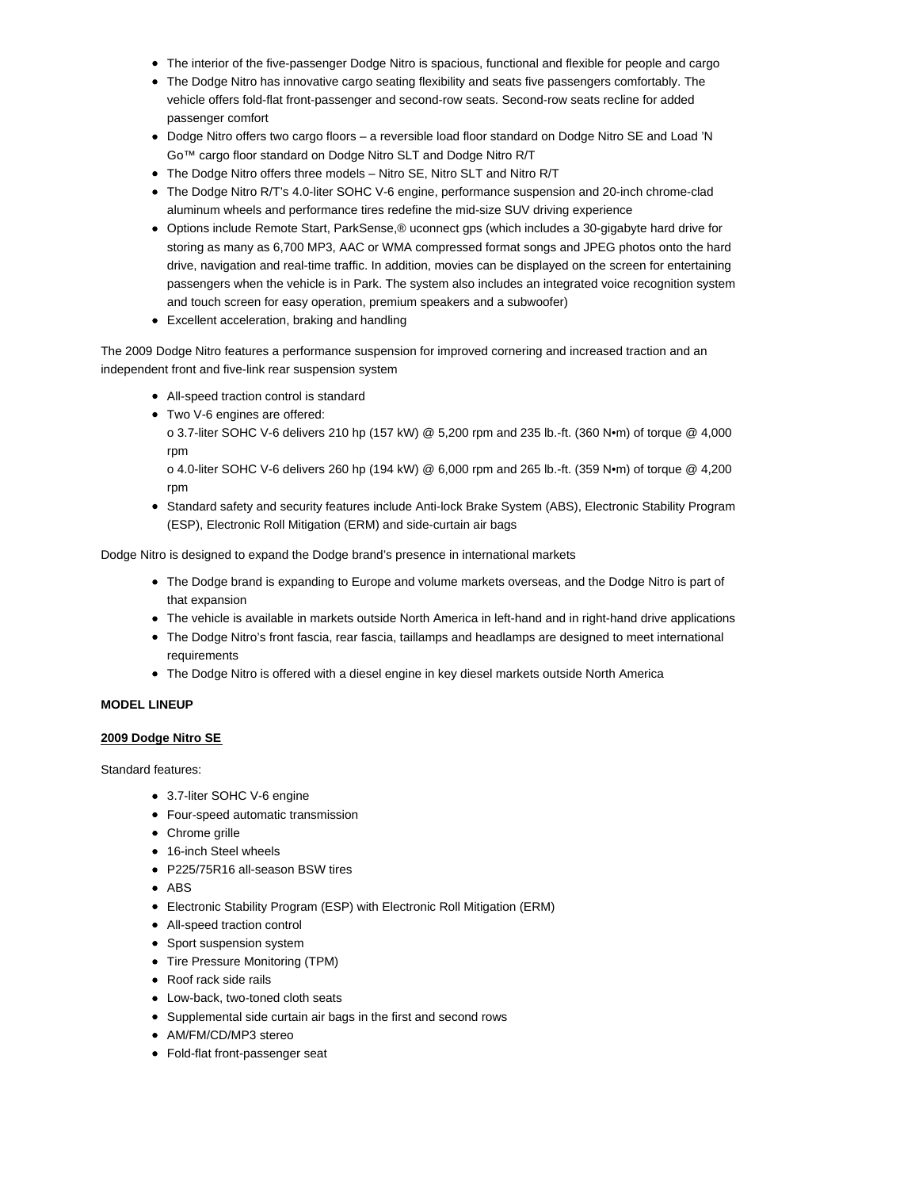- The interior of the five-passenger Dodge Nitro is spacious, functional and flexible for people and cargo
- The Dodge Nitro has innovative cargo seating flexibility and seats five passengers comfortably. The vehicle offers fold-flat front-passenger and second-row seats. Second-row seats recline for added passenger comfort
- Dodge Nitro offers two cargo floors – a reversible load floor standard on Dodge Nitro SE and Load 'N Go™ cargo floor standard on Dodge Nitro SLT and Dodge Nitro R/T
- The Dodge Nitro offers three models – Nitro SE, Nitro SLT and Nitro R/T
- The Dodge Nitro R/T's 4.0-liter SOHC V-6 engine, performance suspension and 20-inch chrome-clad aluminum wheels and performance tires redefine the mid-size SUV driving experience
- Options include Remote Start, ParkSense,® uconnect gps (which includes a 30-gigabyte hard drive for storing as many as 6,700 MP3, AAC or WMA compressed format songs and JPEG photos onto the hard drive, navigation and real-time traffic. In addition, movies can be displayed on the screen for entertaining passengers when the vehicle is in Park. The system also includes an integrated voice recognition system and touch screen for easy operation, premium speakers and a subwoofer)
- Excellent acceleration, braking and handling

The 2009 Dodge Nitro features a performance suspension for improved cornering and increased traction and an independent front and five-link rear suspension system

- All-speed traction control is standard
- Two V-6 engines are offered:
  o 3.7-liter SOHC V-6 delivers 210 hp (157 kW) @ 5,200 rpm and 235 lb.-ft. (360 N•m) of torque @ 4,000 rpm
  o 4.0-liter SOHC V-6 delivers 260 hp (194 kW) @ 6,000 rpm and 265 lb.-ft. (359 N•m) of torque @ 4,200 rpm
- Standard safety and security features include Anti-lock Brake System (ABS), Electronic Stability Program (ESP), Electronic Roll Mitigation (ERM) and side-curtain air bags

Dodge Nitro is designed to expand the Dodge brand's presence in international markets

- The Dodge brand is expanding to Europe and volume markets overseas, and the Dodge Nitro is part of that expansion
- The vehicle is available in markets outside North America in left-hand and in right-hand drive applications
- The Dodge Nitro's front fascia, rear fascia, taillamps and headlamps are designed to meet international requirements
- The Dodge Nitro is offered with a diesel engine in key diesel markets outside North America

**MODEL LINEUP**

**2009 Dodge Nitro SE**

Standard features:

- 3.7-liter SOHC V-6 engine
- Four-speed automatic transmission
- Chrome grille
- 16-inch Steel wheels
- P225/75R16 all-season BSW tires
- ABS
- Electronic Stability Program (ESP) with Electronic Roll Mitigation (ERM)
- All-speed traction control
- Sport suspension system
- Tire Pressure Monitoring (TPM)
- Roof rack side rails
- Low-back, two-toned cloth seats
- Supplemental side curtain air bags in the first and second rows
- AM/FM/CD/MP3 stereo
- Fold-flat front-passenger seat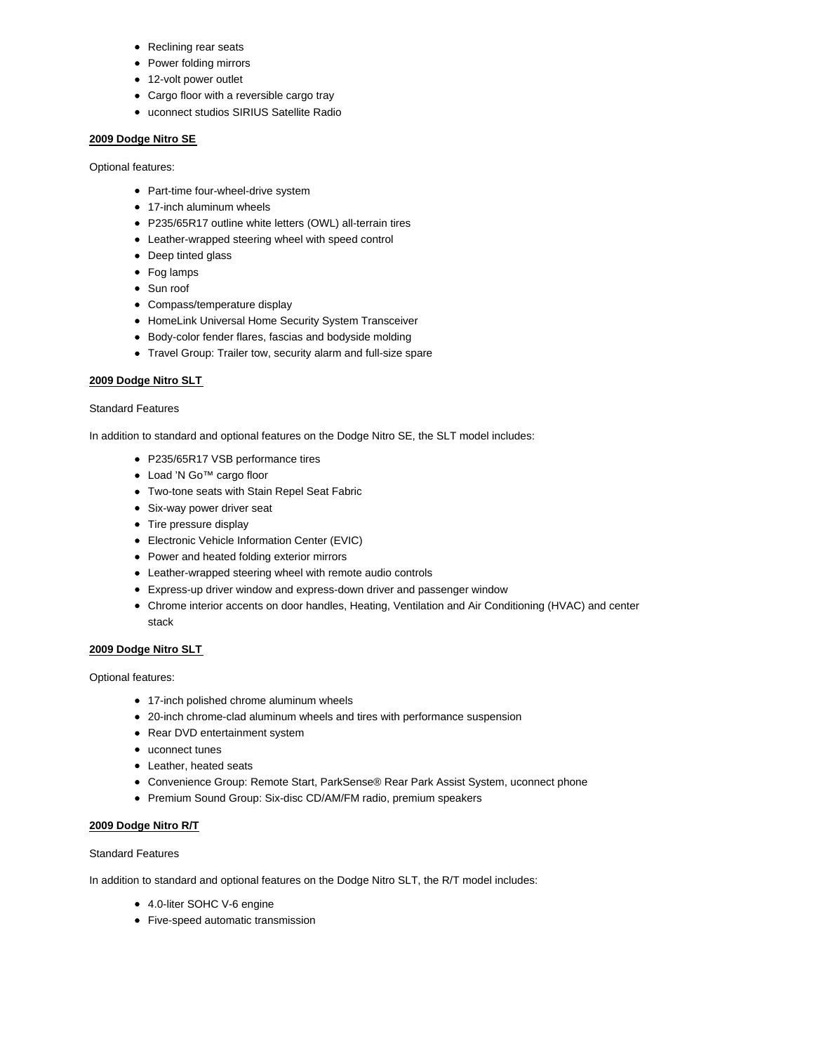- Reclining rear seats
- Power folding mirrors
- 12-volt power outlet
- Cargo floor with a reversible cargo tray
- uconnect studios SIRIUS Satellite Radio

**2009 Dodge Nitro SE**

Optional features:

- Part-time four-wheel-drive system
- 17-inch aluminum wheels
- P235/65R17 outline white letters (OWL) all-terrain tires
- Leather-wrapped steering wheel with speed control
- Deep tinted glass
- Fog lamps
- Sun roof
- Compass/temperature display
- HomeLink Universal Home Security System Transceiver
- Body-color fender flares, fascias and bodyside molding
- Travel Group: Trailer tow, security alarm and full-size spare

**2009 Dodge Nitro SLT**

Standard Features

In addition to standard and optional features on the Dodge Nitro SE, the SLT model includes:

- P235/65R17 VSB performance tires
- Load 'N Go™ cargo floor
- Two-tone seats with Stain Repel Seat Fabric
- Six-way power driver seat
- Tire pressure display
- Electronic Vehicle Information Center (EVIC)
- Power and heated folding exterior mirrors
- Leather-wrapped steering wheel with remote audio controls
- Express-up driver window and express-down driver and passenger window
- Chrome interior accents on door handles, Heating, Ventilation and Air Conditioning (HVAC) and center stack

**2009 Dodge Nitro SLT**

Optional features:

- 17-inch polished chrome aluminum wheels
- 20-inch chrome-clad aluminum wheels and tires with performance suspension
- Rear DVD entertainment system
- uconnect tunes
- Leather, heated seats
- Convenience Group: Remote Start, ParkSense® Rear Park Assist System, uconnect phone
- Premium Sound Group: Six-disc CD/AM/FM radio, premium speakers

**2009 Dodge Nitro R/T**

Standard Features

In addition to standard and optional features on the Dodge Nitro SLT, the R/T model includes:

- 4.0-liter SOHC V-6 engine
- Five-speed automatic transmission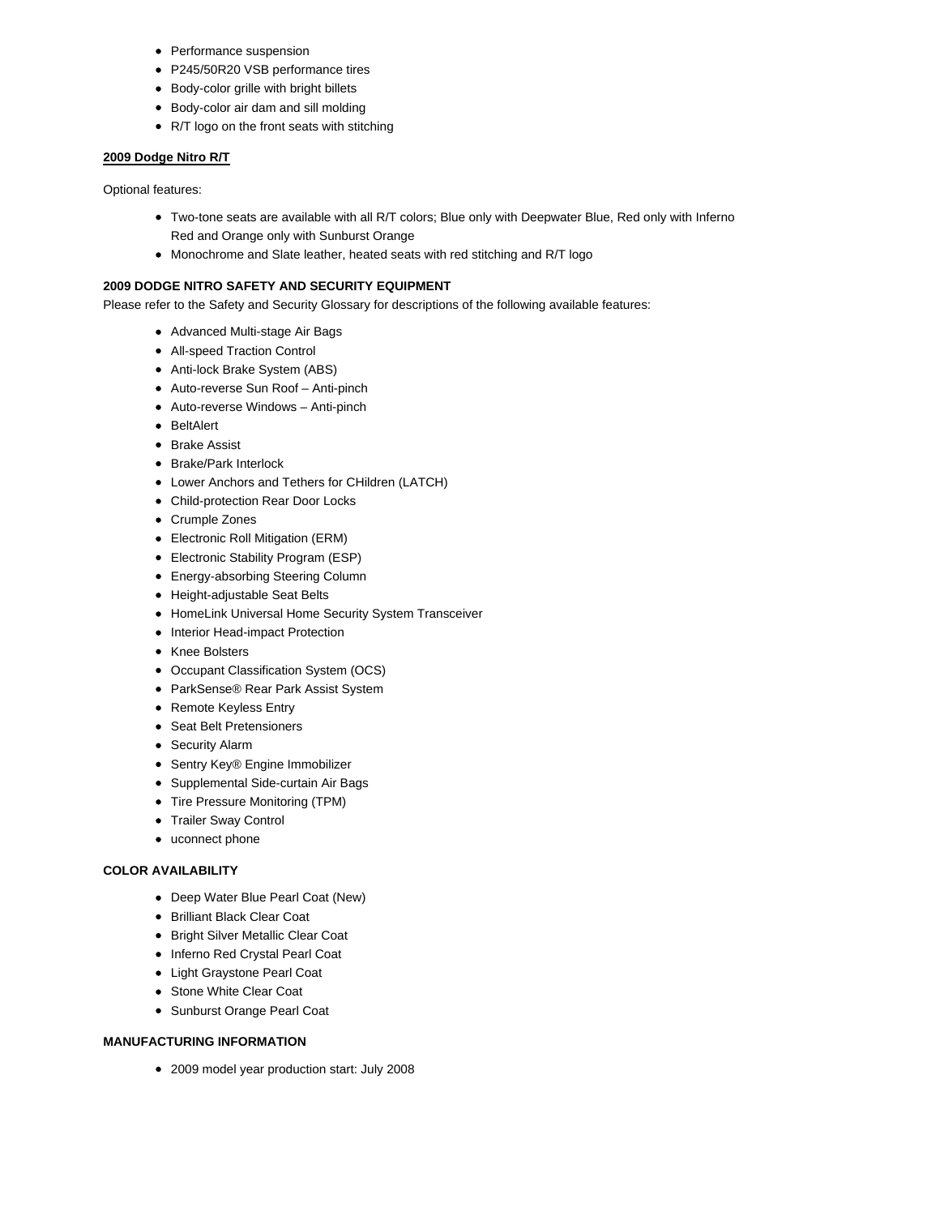- Performance suspension
- P245/50R20 VSB performance tires
- Body-color grille with bright billets
- Body-color air dam and sill molding
- R/T logo on the front seats with stitching

**2009 Dodge Nitro R/T**

Optional features:

- Two-tone seats are available with all R/T colors; Blue only with Deepwater Blue, Red only with Inferno Red and Orange only with Sunburst Orange
- Monochrome and Slate leather, heated seats with red stitching and R/T logo

**2009 DODGE NITRO SAFETY AND SECURITY EQUIPMENT**

Please refer to the Safety and Security Glossary for descriptions of the following available features:

- Advanced Multi-stage Air Bags
- All-speed Traction Control
- Anti-lock Brake System (ABS)
- Auto-reverse Sun Roof – Anti-pinch
- Auto-reverse Windows – Anti-pinch
- BeltAlert
- Brake Assist
- Brake/Park Interlock
- Lower Anchors and Tethers for CHildren (LATCH)
- Child-protection Rear Door Locks
- Crumple Zones
- Electronic Roll Mitigation (ERM)
- Electronic Stability Program (ESP)
- Energy-absorbing Steering Column
- Height-adjustable Seat Belts
- HomeLink Universal Home Security System Transceiver
- Interior Head-impact Protection
- Knee Bolsters
- Occupant Classification System (OCS)
- ParkSense® Rear Park Assist System
- Remote Keyless Entry
- Seat Belt Pretensioners
- Security Alarm
- Sentry Key® Engine Immobilizer
- Supplemental Side-curtain Air Bags
- Tire Pressure Monitoring (TPM)
- Trailer Sway Control
- uconnect phone

**COLOR AVAILABILITY**

- Deep Water Blue Pearl Coat (New)
- Brilliant Black Clear Coat
- Bright Silver Metallic Clear Coat
- Inferno Red Crystal Pearl Coat
- Light Graystone Pearl Coat
- Stone White Clear Coat
- Sunburst Orange Pearl Coat

**MANUFACTURING INFORMATION**

- 2009 model year production start: July 2008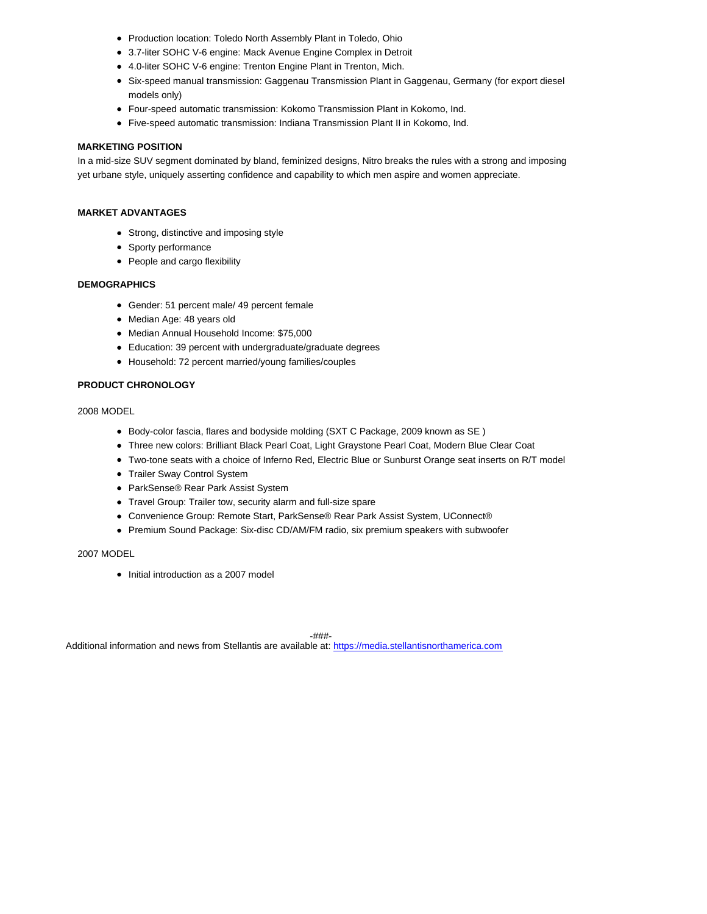- Production location: Toledo North Assembly Plant in Toledo, Ohio
- 3.7-liter SOHC V-6 engine: Mack Avenue Engine Complex in Detroit
- 4.0-liter SOHC V-6 engine: Trenton Engine Plant in Trenton, Mich.
- Six-speed manual transmission: Gaggenau Transmission Plant in Gaggenau, Germany (for export diesel models only)
- Four-speed automatic transmission: Kokomo Transmission Plant in Kokomo, Ind.
- Five-speed automatic transmission: Indiana Transmission Plant II in Kokomo, Ind.

**MARKETING POSITION**

In a mid-size SUV segment dominated by bland, feminized designs, Nitro breaks the rules with a strong and imposing yet urbane style, uniquely asserting confidence and capability to which men aspire and women appreciate.

**MARKET ADVANTAGES**

- Strong, distinctive and imposing style
- Sporty performance
- People and cargo flexibility

**DEMOGRAPHICS**

- Gender: 51 percent male/ 49 percent female
- Median Age: 48 years old
- Median Annual Household Income: $75,000
- Education: 39 percent with undergraduate/graduate degrees
- Household: 72 percent married/young families/couples

**PRODUCT CHRONOLOGY**

2008 MODEL

- Body-color fascia, flares and bodyside molding (SXT C Package, 2009 known as SE )
- Three new colors: Brilliant Black Pearl Coat, Light Graystone Pearl Coat, Modern Blue Clear Coat
- Two-tone seats with a choice of Inferno Red, Electric Blue or Sunburst Orange seat inserts on R/T model
- Trailer Sway Control System
- ParkSense® Rear Park Assist System
- Travel Group: Trailer tow, security alarm and full-size spare
- Convenience Group: Remote Start, ParkSense® Rear Park Assist System, UConnect®
- Premium Sound Package: Six-disc CD/AM/FM radio, six premium speakers with subwoofer

2007 MODEL

- Initial introduction as a 2007 model

-###-

Additional information and news from Stellantis are available at: https://media.stellantisnorthamerica.com